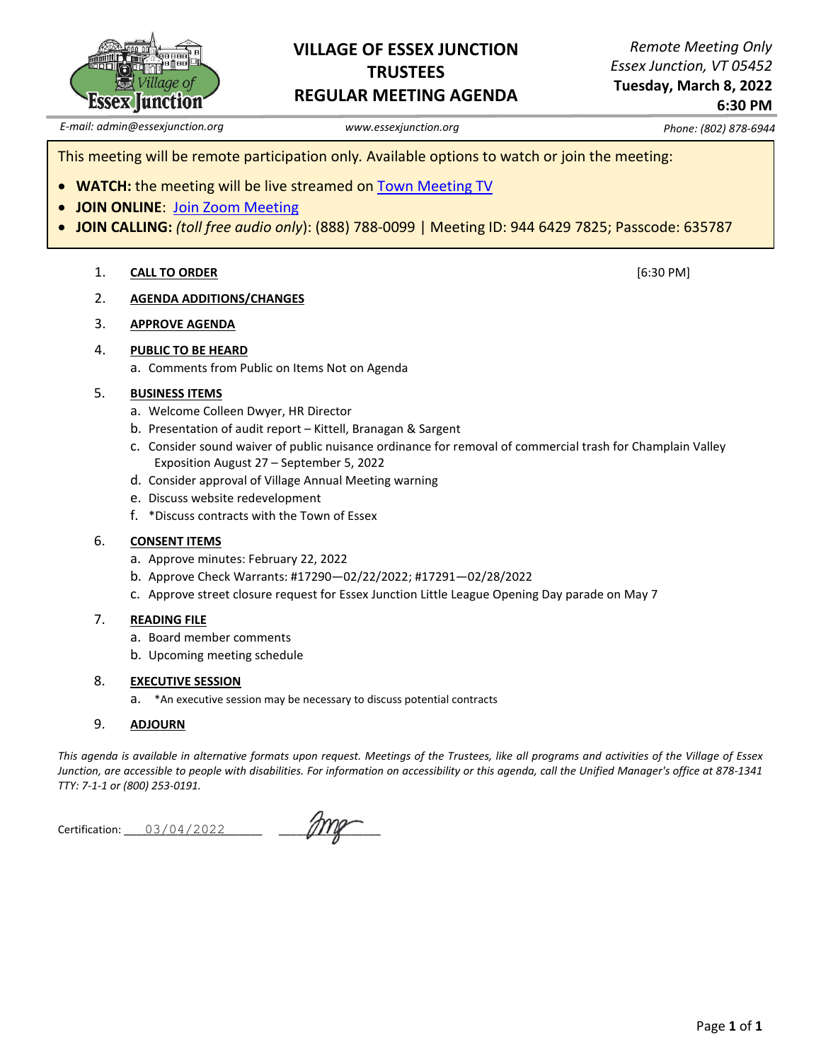# VILLAGE OF ESSEX JUNCTION TRUSTEES REGULAR MEETING AGENDA

*Remote Meeting Only*
*Essex Junction, VT 05452*
**Tuesday, March 8, 2022**
**6:30 PM**

*E-mail: admin@essexjunction.org* | *www.essexjunction.org* | *Phone: (802) 878-6944*

This meeting will be remote participation only. Available options to watch or join the meeting:

- **WATCH:** the meeting will be live streamed on Town Meeting TV
- **JOIN ONLINE**: Join Zoom Meeting
- **JOIN CALLING:** *(toll free audio only)*: (888) 788-0099 | Meeting ID: 944 6429 7825; Passcode: 635787

1. **CALL TO ORDER** [6:30 PM]
2. **AGENDA ADDITIONS/CHANGES**
3. **APPROVE AGENDA**
4. **PUBLIC TO BE HEARD**
   a. Comments from Public on Items Not on Agenda
5. **BUSINESS ITEMS**
   a. Welcome Colleen Dwyer, HR Director
   b. Presentation of audit report – Kittell, Branagan & Sargent
   c. Consider sound waiver of public nuisance ordinance for removal of commercial trash for Champlain Valley Exposition August 27 – September 5, 2022
   d. Consider approval of Village Annual Meeting warning
   e. Discuss website redevelopment
   f. *Discuss contracts with the Town of Essex
6. **CONSENT ITEMS**
   a. Approve minutes: February 22, 2022
   b. Approve Check Warrants: #17290—02/22/2022; #17291—02/28/2022
   c. Approve street closure request for Essex Junction Little League Opening Day parade on May 7
7. **READING FILE**
   a. Board member comments
   b. Upcoming meeting schedule
8. **EXECUTIVE SESSION**
   a. *An executive session may be necessary to discuss potential contracts
9. **ADJOURN**

*This agenda is available in alternative formats upon request. Meetings of the Trustees, like all programs and activities of the Village of Essex Junction, are accessible to people with disabilities. For information on accessibility or this agenda, call the Unified Manager's office at 878-1341 TTY: 7-1-1 or (800) 253-0191.*

Certification: 03/04/2022 ____________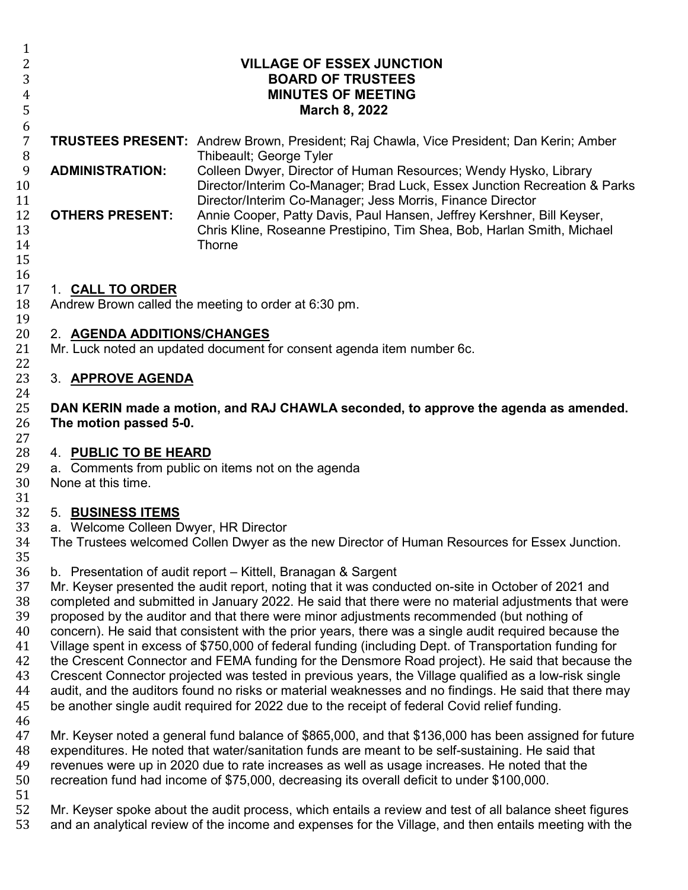**VILLAGE OF ESSEX JUNCTION**
**BOARD OF TRUSTEES**
**MINUTES OF MEETING**
**March 8, 2022**

**TRUSTEES PRESENT:** Andrew Brown, President; Raj Chawla, Vice President; Dan Kerin; Amber Thibeault; George Tyler

**ADMINISTRATION:** Colleen Dwyer, Director of Human Resources; Wendy Hysko, Library Director/Interim Co-Manager; Brad Luck, Essex Junction Recreation & Parks Director/Interim Co-Manager; Jess Morris, Finance Director

**OTHERS PRESENT:** Annie Cooper, Patty Davis, Paul Hansen, Jeffrey Kershner, Bill Keyser, Chris Kline, Roseanne Prestipino, Tim Shea, Bob, Harlan Smith, Michael Thorne

1. **CALL TO ORDER**

Andrew Brown called the meeting to order at 6:30 pm.

2. **AGENDA ADDITIONS/CHANGES**

Mr. Luck noted an updated document for consent agenda item number 6c.

3. **APPROVE AGENDA**

**DAN KERIN made a motion, and RAJ CHAWLA seconded, to approve the agenda as amended. The motion passed 5-0.**

4. **PUBLIC TO BE HEARD**

a. Comments from public on items not on the agenda

None at this time.

5. **BUSINESS ITEMS**

a. Welcome Colleen Dwyer, HR Director

The Trustees welcomed Collen Dwyer as the new Director of Human Resources for Essex Junction.

b. Presentation of audit report – Kittell, Branagan & Sargent

Mr. Keyser presented the audit report, noting that it was conducted on-site in October of 2021 and completed and submitted in January 2022. He said that there were no material adjustments that were proposed by the auditor and that there were minor adjustments recommended (but nothing of concern). He said that consistent with the prior years, there was a single audit required because the Village spent in excess of $750,000 of federal funding (including Dept. of Transportation funding for the Crescent Connector and FEMA funding for the Densmore Road project). He said that because the Crescent Connector projected was tested in previous years, the Village qualified as a low-risk single audit, and the auditors found no risks or material weaknesses and no findings. He said that there may be another single audit required for 2022 due to the receipt of federal Covid relief funding.

Mr. Keyser noted a general fund balance of $865,000, and that $136,000 has been assigned for future expenditures. He noted that water/sanitation funds are meant to be self-sustaining. He said that revenues were up in 2020 due to rate increases as well as usage increases. He noted that the recreation fund had income of $75,000, decreasing its overall deficit to under $100,000.

Mr. Keyser spoke about the audit process, which entails a review and test of all balance sheet figures and an analytical review of the income and expenses for the Village, and then entails meeting with the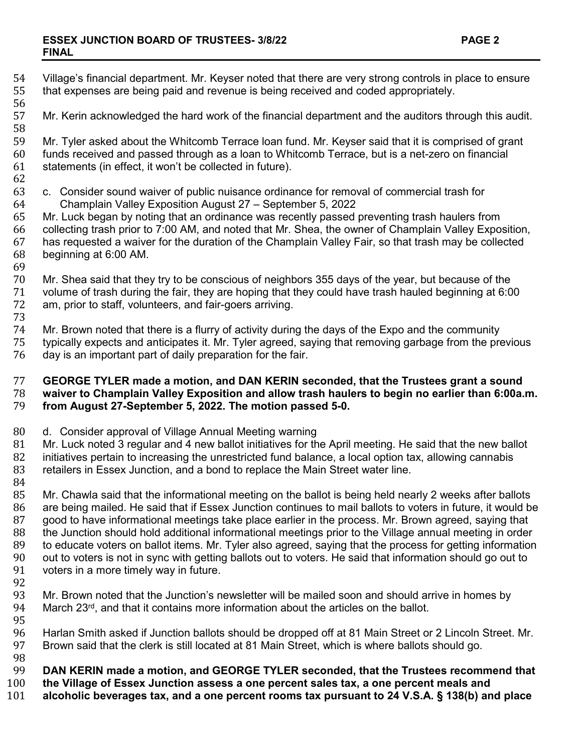Village's financial department. Mr. Keyser noted that there are very strong controls in place to ensure that expenses are being paid and revenue is being received and coded appropriately.

Mr. Kerin acknowledged the hard work of the financial department and the auditors through this audit.

Mr. Tyler asked about the Whitcomb Terrace loan fund. Mr. Keyser said that it is comprised of grant funds received and passed through as a loan to Whitcomb Terrace, but is a net-zero on financial statements (in effect, it won't be collected in future).

c. Consider sound waiver of public nuisance ordinance for removal of commercial trash for Champlain Valley Exposition August 27 – September 5, 2022

Mr. Luck began by noting that an ordinance was recently passed preventing trash haulers from collecting trash prior to 7:00 AM, and noted that Mr. Shea, the owner of Champlain Valley Exposition, has requested a waiver for the duration of the Champlain Valley Fair, so that trash may be collected beginning at 6:00 AM.

Mr. Shea said that they try to be conscious of neighbors 355 days of the year, but because of the volume of trash during the fair, they are hoping that they could have trash hauled beginning at 6:00 am, prior to staff, volunteers, and fair-goers arriving.

Mr. Brown noted that there is a flurry of activity during the days of the Expo and the community typically expects and anticipates it. Mr. Tyler agreed, saying that removing garbage from the previous day is an important part of daily preparation for the fair.

**GEORGE TYLER made a motion, and DAN KERIN seconded, that the Trustees grant a sound waiver to Champlain Valley Exposition and allow trash haulers to begin no earlier than 6:00a.m. from August 27-September 5, 2022. The motion passed 5-0.**

d. Consider approval of Village Annual Meeting warning

Mr. Luck noted 3 regular and 4 new ballot initiatives for the April meeting. He said that the new ballot initiatives pertain to increasing the unrestricted fund balance, a local option tax, allowing cannabis retailers in Essex Junction, and a bond to replace the Main Street water line.

Mr. Chawla said that the informational meeting on the ballot is being held nearly 2 weeks after ballots are being mailed. He said that if Essex Junction continues to mail ballots to voters in future, it would be good to have informational meetings take place earlier in the process. Mr. Brown agreed, saying that the Junction should hold additional informational meetings prior to the Village annual meeting in order to educate voters on ballot items. Mr. Tyler also agreed, saying that the process for getting information out to voters is not in sync with getting ballots out to voters. He said that information should go out to voters in a more timely way in future.

Mr. Brown noted that the Junction's newsletter will be mailed soon and should arrive in homes by March 23rd, and that it contains more information about the articles on the ballot.

Harlan Smith asked if Junction ballots should be dropped off at 81 Main Street or 2 Lincoln Street. Mr. Brown said that the clerk is still located at 81 Main Street, which is where ballots should go.

**DAN KERIN made a motion, and GEORGE TYLER seconded, that the Trustees recommend that the Village of Essex Junction assess a one percent sales tax, a one percent meals and alcoholic beverages tax, and a one percent rooms tax pursuant to 24 V.S.A. § 138(b) and place**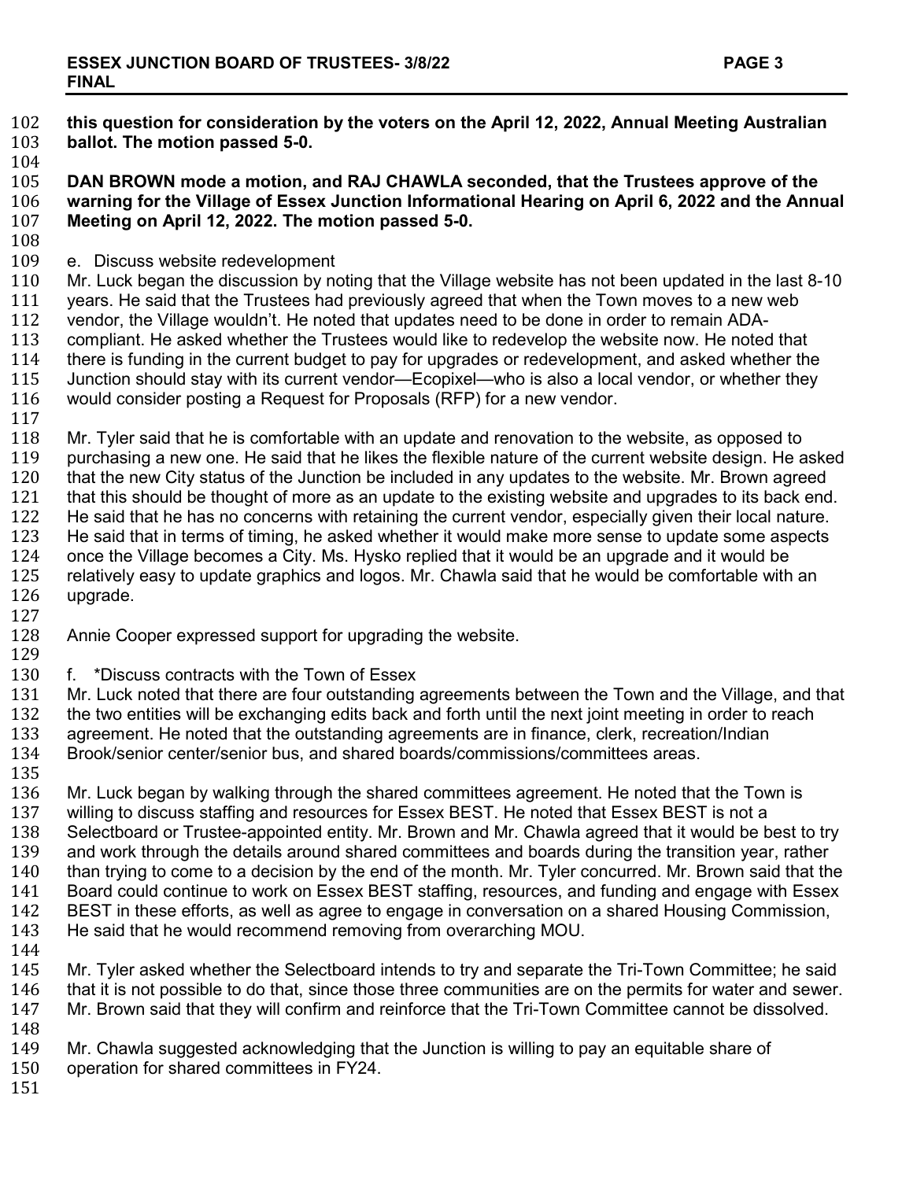**this question for consideration by the voters on the April 12, 2022, Annual Meeting Australian ballot. The motion passed 5-0.**

**DAN BROWN mode a motion, and RAJ CHAWLA seconded, that the Trustees approve of the warning for the Village of Essex Junction Informational Hearing on April 6, 2022 and the Annual Meeting on April 12, 2022. The motion passed 5-0.**

e. Discuss website redevelopment

Mr. Luck began the discussion by noting that the Village website has not been updated in the last 8-10 years. He said that the Trustees had previously agreed that when the Town moves to a new web vendor, the Village wouldn't. He noted that updates need to be done in order to remain ADA-compliant. He asked whether the Trustees would like to redevelop the website now. He noted that there is funding in the current budget to pay for upgrades or redevelopment, and asked whether the Junction should stay with its current vendor—Ecopixel—who is also a local vendor, or whether they would consider posting a Request for Proposals (RFP) for a new vendor.

Mr. Tyler said that he is comfortable with an update and renovation to the website, as opposed to purchasing a new one. He said that he likes the flexible nature of the current website design. He asked that the new City status of the Junction be included in any updates to the website. Mr. Brown agreed that this should be thought of more as an update to the existing website and upgrades to its back end. He said that he has no concerns with retaining the current vendor, especially given their local nature. He said that in terms of timing, he asked whether it would make more sense to update some aspects once the Village becomes a City. Ms. Hysko replied that it would be an upgrade and it would be relatively easy to update graphics and logos. Mr. Chawla said that he would be comfortable with an upgrade.

Annie Cooper expressed support for upgrading the website.

f. *Discuss contracts with the Town of Essex

Mr. Luck noted that there are four outstanding agreements between the Town and the Village, and that the two entities will be exchanging edits back and forth until the next joint meeting in order to reach agreement. He noted that the outstanding agreements are in finance, clerk, recreation/Indian Brook/senior center/senior bus, and shared boards/commissions/committees areas.

Mr. Luck began by walking through the shared committees agreement. He noted that the Town is willing to discuss staffing and resources for Essex BEST. He noted that Essex BEST is not a Selectboard or Trustee-appointed entity. Mr. Brown and Mr. Chawla agreed that it would be best to try and work through the details around shared committees and boards during the transition year, rather than trying to come to a decision by the end of the month. Mr. Tyler concurred. Mr. Brown said that the Board could continue to work on Essex BEST staffing, resources, and funding and engage with Essex BEST in these efforts, as well as agree to engage in conversation on a shared Housing Commission, He said that he would recommend removing from overarching MOU.

Mr. Tyler asked whether the Selectboard intends to try and separate the Tri-Town Committee; he said that it is not possible to do that, since those three communities are on the permits for water and sewer. Mr. Brown said that they will confirm and reinforce that the Tri-Town Committee cannot be dissolved.

Mr. Chawla suggested acknowledging that the Junction is willing to pay an equitable share of operation for shared committees in FY24.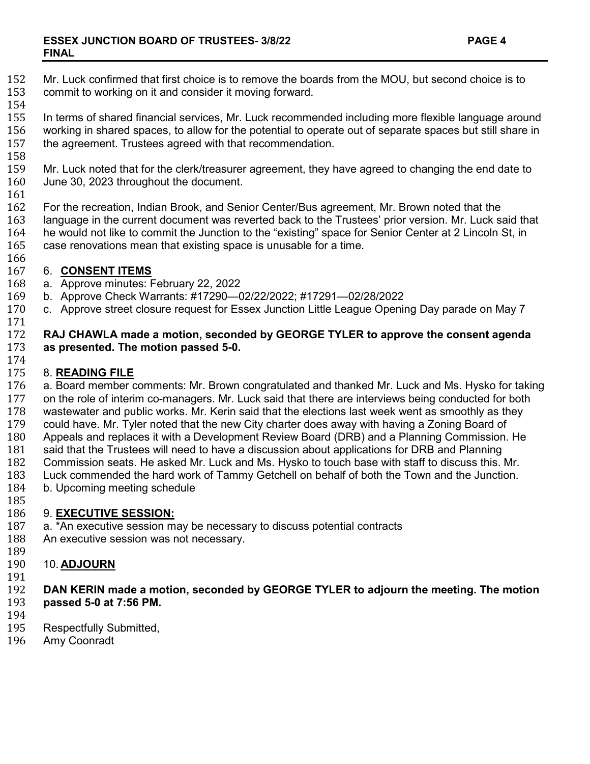Mr. Luck confirmed that first choice is to remove the boards from the MOU, but second choice is to commit to working on it and consider it moving forward.

In terms of shared financial services, Mr. Luck recommended including more flexible language around working in shared spaces, to allow for the potential to operate out of separate spaces but still share in the agreement. Trustees agreed with that recommendation.

Mr. Luck noted that for the clerk/treasurer agreement, they have agreed to changing the end date to June 30, 2023 throughout the document.

For the recreation, Indian Brook, and Senior Center/Bus agreement, Mr. Brown noted that the language in the current document was reverted back to the Trustees' prior version. Mr. Luck said that he would not like to commit the Junction to the "existing" space for Senior Center at 2 Lincoln St, in case renovations mean that existing space is unusable for a time.

## 6. **CONSENT ITEMS**

a. Approve minutes: February 22, 2022
b. Approve Check Warrants: #17290—02/22/2022; #17291—02/28/2022
c. Approve street closure request for Essex Junction Little League Opening Day parade on May 7

**RAJ CHAWLA made a motion, seconded by GEORGE TYLER to approve the consent agenda as presented. The motion passed 5-0.**

## 8. **READING FILE**

a. Board member comments: Mr. Brown congratulated and thanked Mr. Luck and Ms. Hysko for taking on the role of interim co-managers. Mr. Luck said that there are interviews being conducted for both wastewater and public works. Mr. Kerin said that the elections last week went as smoothly as they could have. Mr. Tyler noted that the new City charter does away with having a Zoning Board of Appeals and replaces it with a Development Review Board (DRB) and a Planning Commission. He said that the Trustees will need to have a discussion about applications for DRB and Planning Commission seats. He asked Mr. Luck and Ms. Hysko to touch base with staff to discuss this. Mr. Luck commended the hard work of Tammy Getchell on behalf of both the Town and the Junction.
b. Upcoming meeting schedule

## 9. **EXECUTIVE SESSION:**

a. *An executive session may be necessary to discuss potential contracts
An executive session was not necessary.

## 10. **ADJOURN**

**DAN KERIN made a motion, seconded by GEORGE TYLER to adjourn the meeting. The motion passed 5-0 at 7:56 PM.**

Respectfully Submitted,
Amy Coonradt